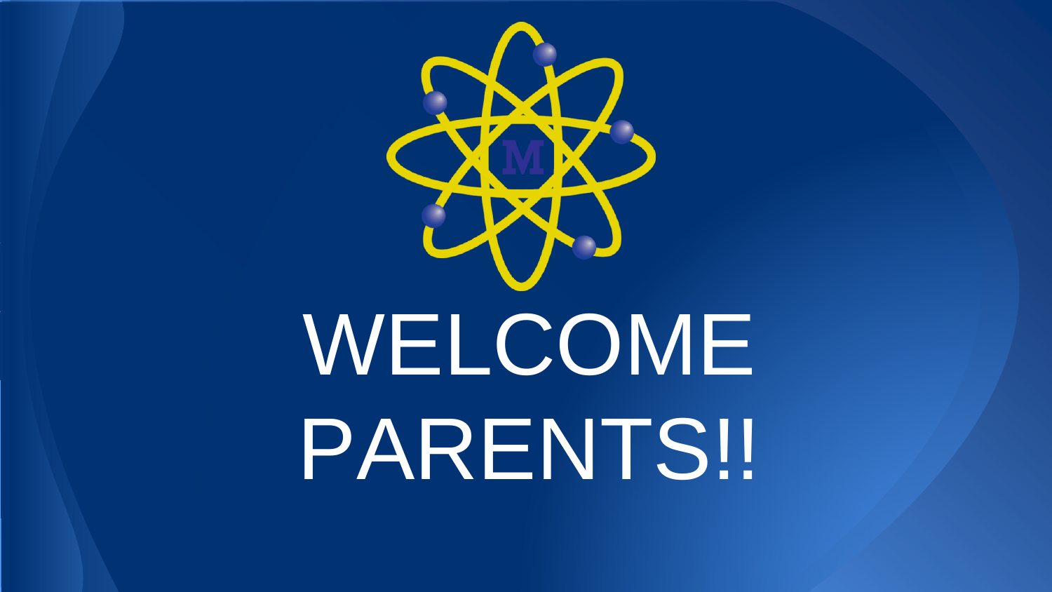# WELCOME PARENTS!!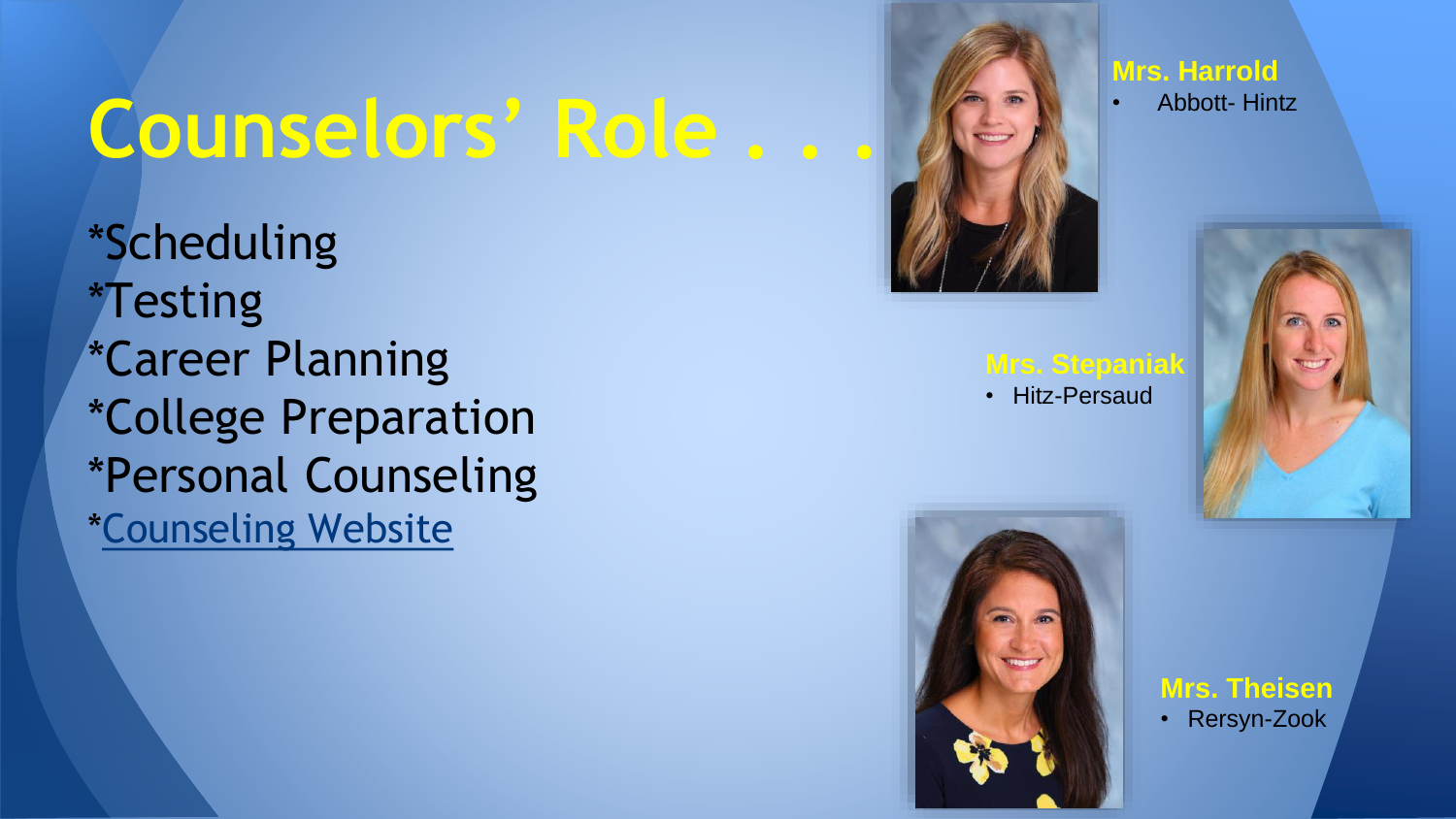# Counselors' Role . . .

*Scheduling
*Testing
*Career Planning
*College Preparation
*Personal Counseling
*Counseling Website

**Mrs. Harrold**
- Abbott- Hintz

**Mrs. Stepaniak**
- Hitz-Persaud

**Mrs. Theisen**
- Rersyn-Zook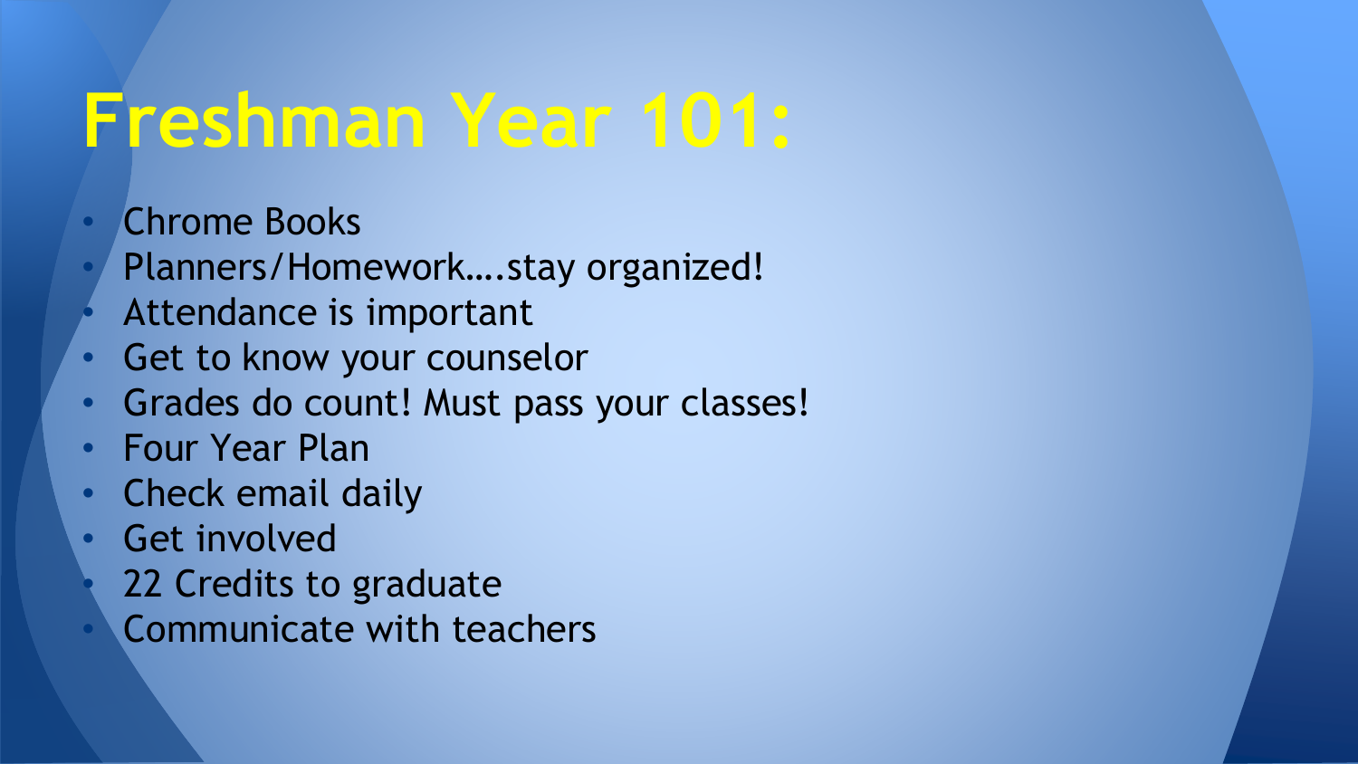# Freshman Year 101:

- Chrome Books
- Planners/Homework….stay organized!
- Attendance is important
- Get to know your counselor
- Grades do count! Must pass your classes!
- Four Year Plan
- Check email daily
- Get involved
- 22 Credits to graduate
- Communicate with teachers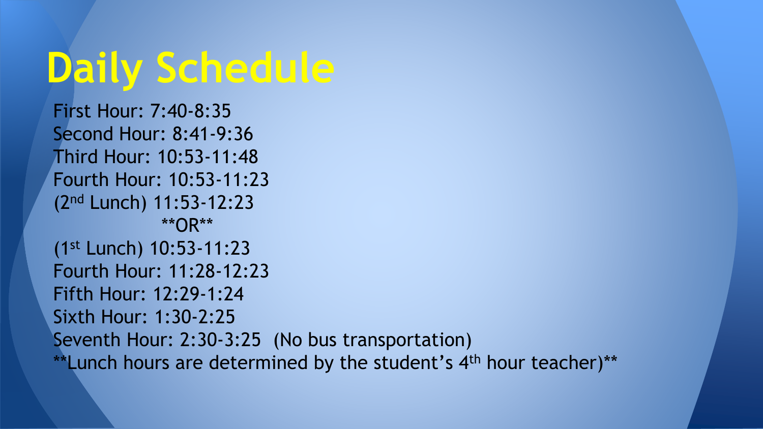# Daily Schedule

First Hour: 7:40-8:35
Second Hour: 8:41-9:36
Third Hour: 10:53-11:48
Fourth Hour: 10:53-11:23
(2nd Lunch) 11:53-12:23

**OR**

(1st Lunch) 10:53-11:23
Fourth Hour: 11:28-12:23
Fifth Hour: 12:29-1:24
Sixth Hour: 1:30-2:25
Seventh Hour: 2:30-3:25 (No bus transportation)

**Lunch hours are determined by the student's 4th hour teacher)**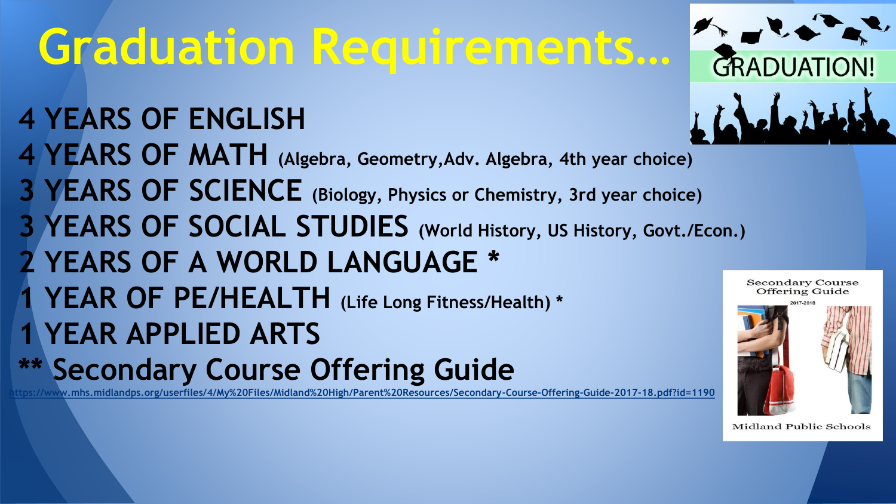# Graduation Requirements…

- **4 YEARS OF ENGLISH**
- **4 YEARS OF MATH** (Algebra, Geometry,Adv. Algebra, 4th year choice)
- **3 YEARS OF SCIENCE** (Biology, Physics or Chemistry, 3rd year choice)
- **3 YEARS OF SOCIAL STUDIES** (World History, US History, Govt./Econ.)
- **2 YEARS OF A WORLD LANGUAGE** *
- **1 YEAR OF PE/HEALTH** (Life Long Fitness/Health) *
- **1 YEAR APPLIED ARTS**

**** Secondary Course Offering Guide**

https://www.mhs.midlandps.org/userfiles/4/My%20Files/Midland%20High/Parent%20Resources/Secondary-Course-Offering-Guide-2017-18.pdf?id=1190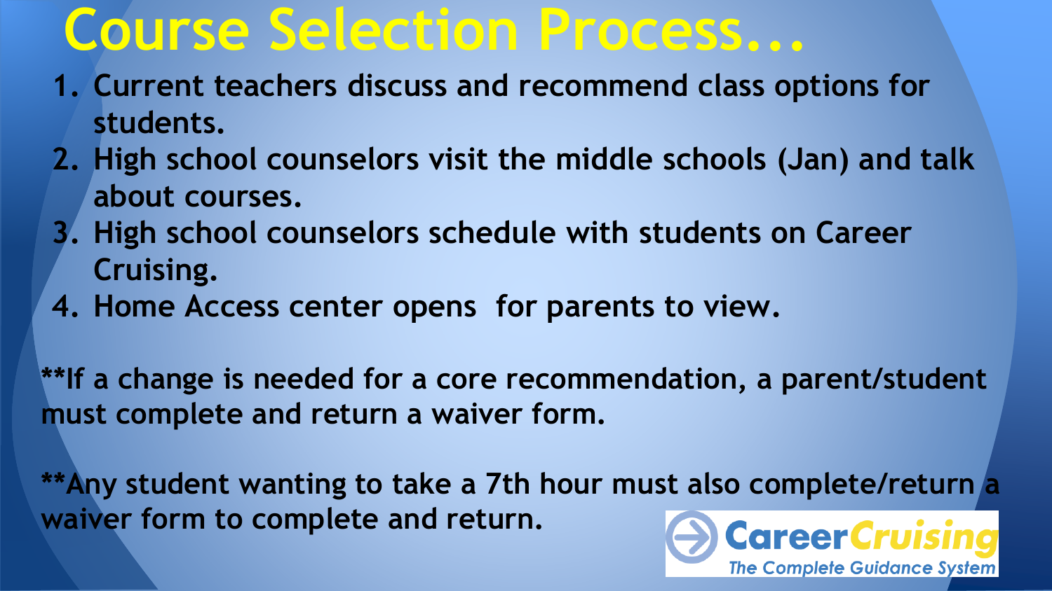# Course Selection Process...

1. Current teachers discuss and recommend class options for students.
2. High school counselors visit the middle schools (Jan) and talk about courses.
3. High school counselors schedule with students on Career Cruising.
4. Home Access center opens for parents to view.

**If a change is needed for a core recommendation, a parent/student must complete and return a waiver form.

**Any student wanting to take a 7th hour must also complete/return a waiver form to complete and return.

Career Cruising
The Complete Guidance System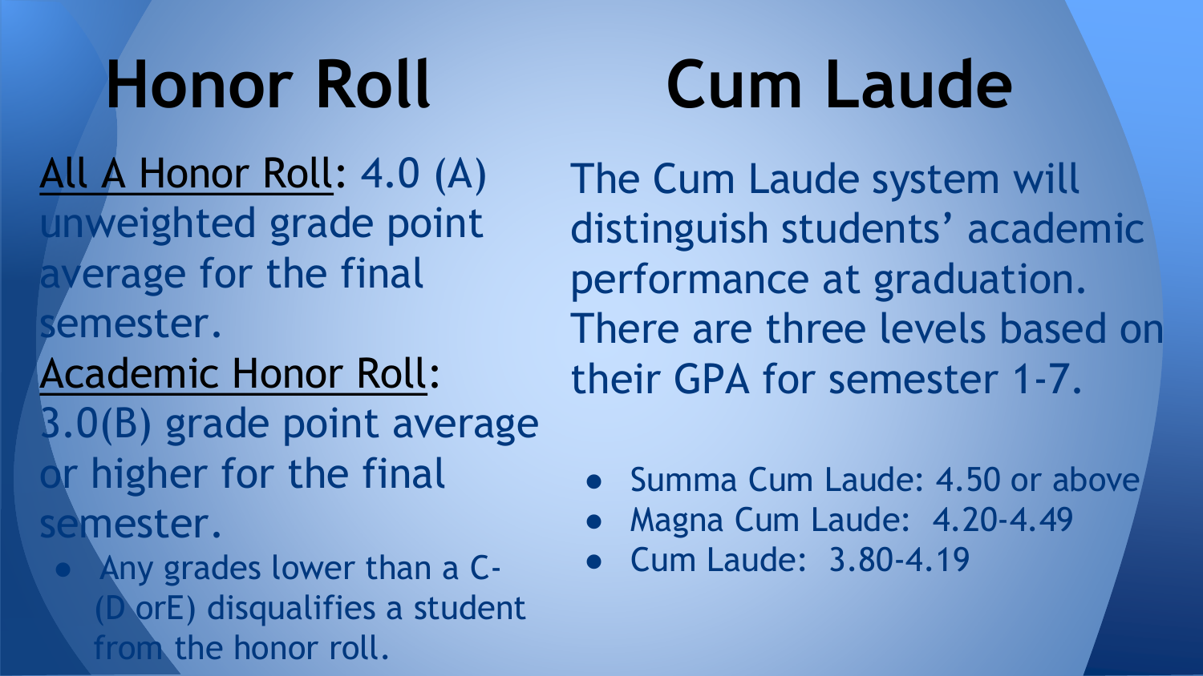# Honor Roll

<u>All A Honor Roll</u>: 4.0 (A) unweighted grade point average for the final semester.

<u>Academic Honor Roll</u>: 3.0(B) grade point average or higher for the final semester.

- Any grades lower than a C- (D orE) disqualifies a student from the honor roll.

# Cum Laude

The Cum Laude system will distinguish students' academic performance at graduation. There are three levels based on their GPA for semester 1-7.

- Summa Cum Laude: 4.50 or above
- Magna Cum Laude: 4.20-4.49
- Cum Laude: 3.80-4.19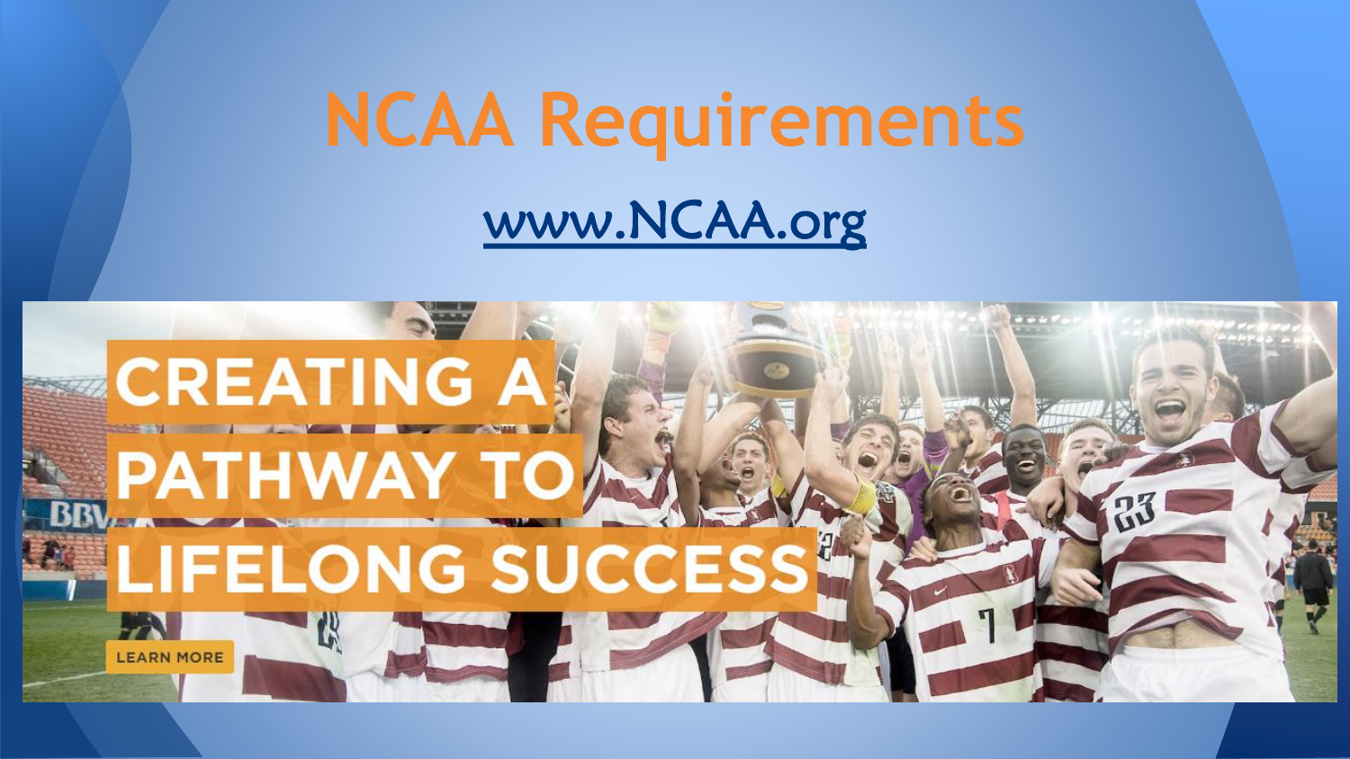# NCAA Requirements

www.NCAA.org

CREATING A PATHWAY TO LIFELONG SUCCESS

LEARN MORE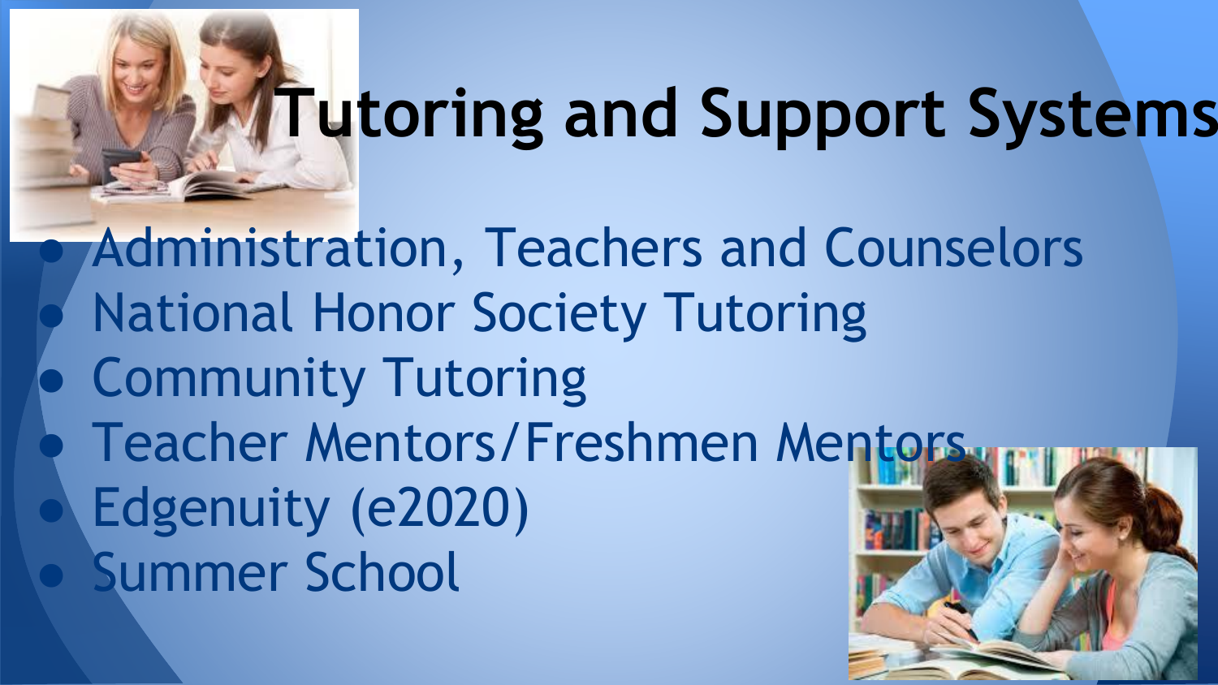# Tutoring and Support Systems

- Administration, Teachers and Counselors
- National Honor Society Tutoring
- Community Tutoring
- Teacher Mentors/Freshmen Mentors
- Edgenuity (e2020)
- Summer School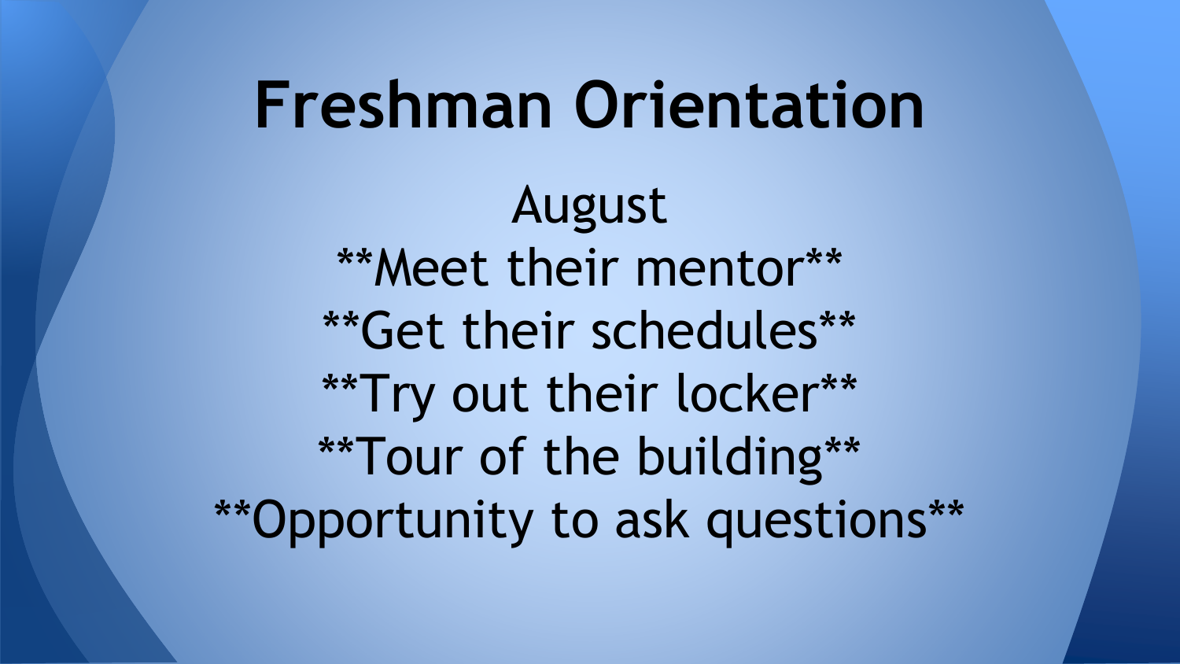# Freshman Orientation

August

**Meet their mentor**

**Get their schedules**

**Try out their locker**

**Tour of the building**

**Opportunity to ask questions**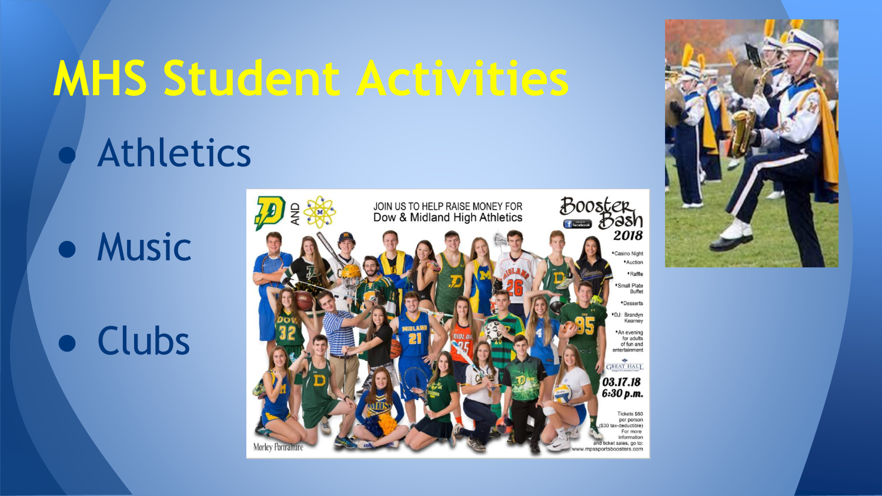# MHS Student Activities

- Athletics
- Music
- Clubs